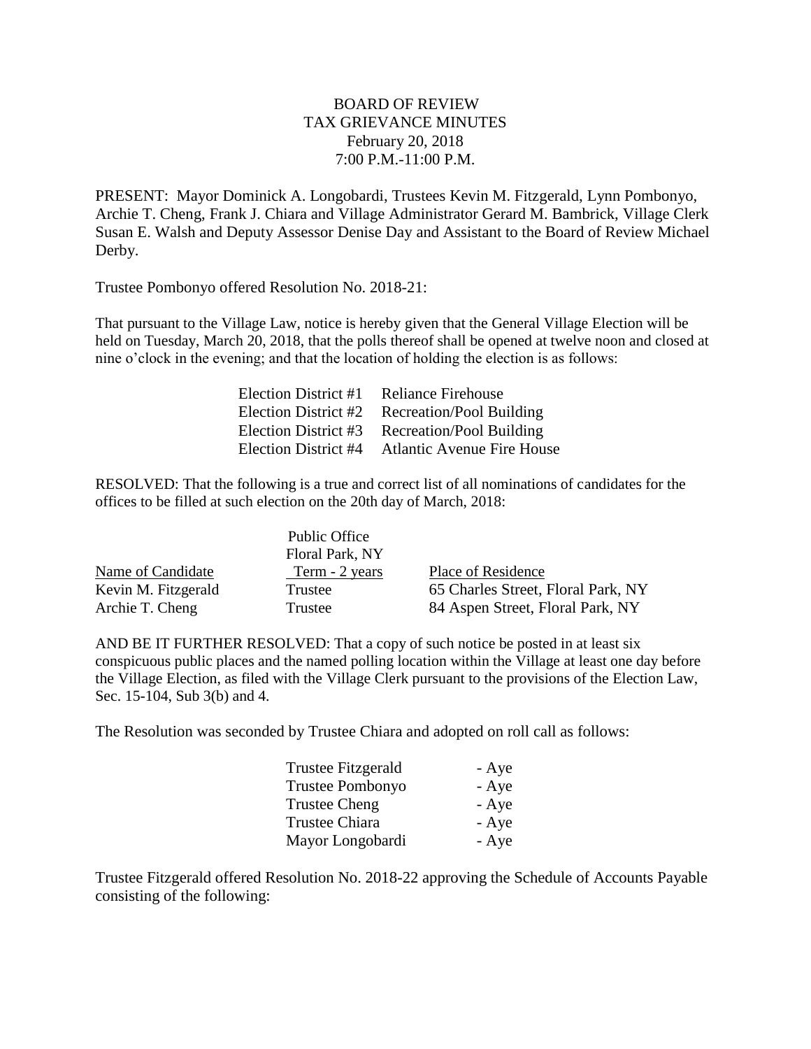BOARD OF REVIEW
TAX GRIEVANCE MINUTES
February 20, 2018
7:00 P.M.-11:00 P.M.

PRESENT: Mayor Dominick A. Longobardi, Trustees Kevin M. Fitzgerald, Lynn Pombonyo, Archie T. Cheng, Frank J. Chiara and Village Administrator Gerard M. Bambrick, Village Clerk Susan E. Walsh and Deputy Assessor Denise Day and Assistant to the Board of Review Michael Derby.

Trustee Pombonyo offered Resolution No. 2018-21:

That pursuant to the Village Law, notice is hereby given that the General Village Election will be held on Tuesday, March 20, 2018, that the polls thereof shall be opened at twelve noon and closed at nine o'clock in the evening; and that the location of holding the election is as follows:

| | |
|---|---|
| Election District #1 | Reliance Firehouse |
| Election District #2 | Recreation/Pool Building |
| Election District #3 | Recreation/Pool Building |
| Election District #4 | Atlantic Avenue Fire House |

RESOLVED: That the following is a true and correct list of all nominations of candidates for the offices to be filled at such election on the 20th day of March, 2018:

| Name of Candidate | Public Office Floral Park, NY Term - 2 years | Place of Residence |
|---|---|---|
| Kevin M. Fitzgerald | Trustee | 65 Charles Street, Floral Park, NY |
| Archie T. Cheng | Trustee | 84 Aspen Street, Floral Park, NY |

AND BE IT FURTHER RESOLVED: That a copy of such notice be posted in at least six conspicuous public places and the named polling location within the Village at least one day before the Village Election, as filed with the Village Clerk pursuant to the provisions of the Election Law, Sec. 15-104, Sub 3(b) and 4.

The Resolution was seconded by Trustee Chiara and adopted on roll call as follows:

| | |
|---|---|
| Trustee Fitzgerald | - Aye |
| Trustee Pombonyo | - Aye |
| Trustee Cheng | - Aye |
| Trustee Chiara | - Aye |
| Mayor Longobardi | - Aye |

Trustee Fitzgerald offered Resolution No. 2018-22 approving the Schedule of Accounts Payable consisting of the following: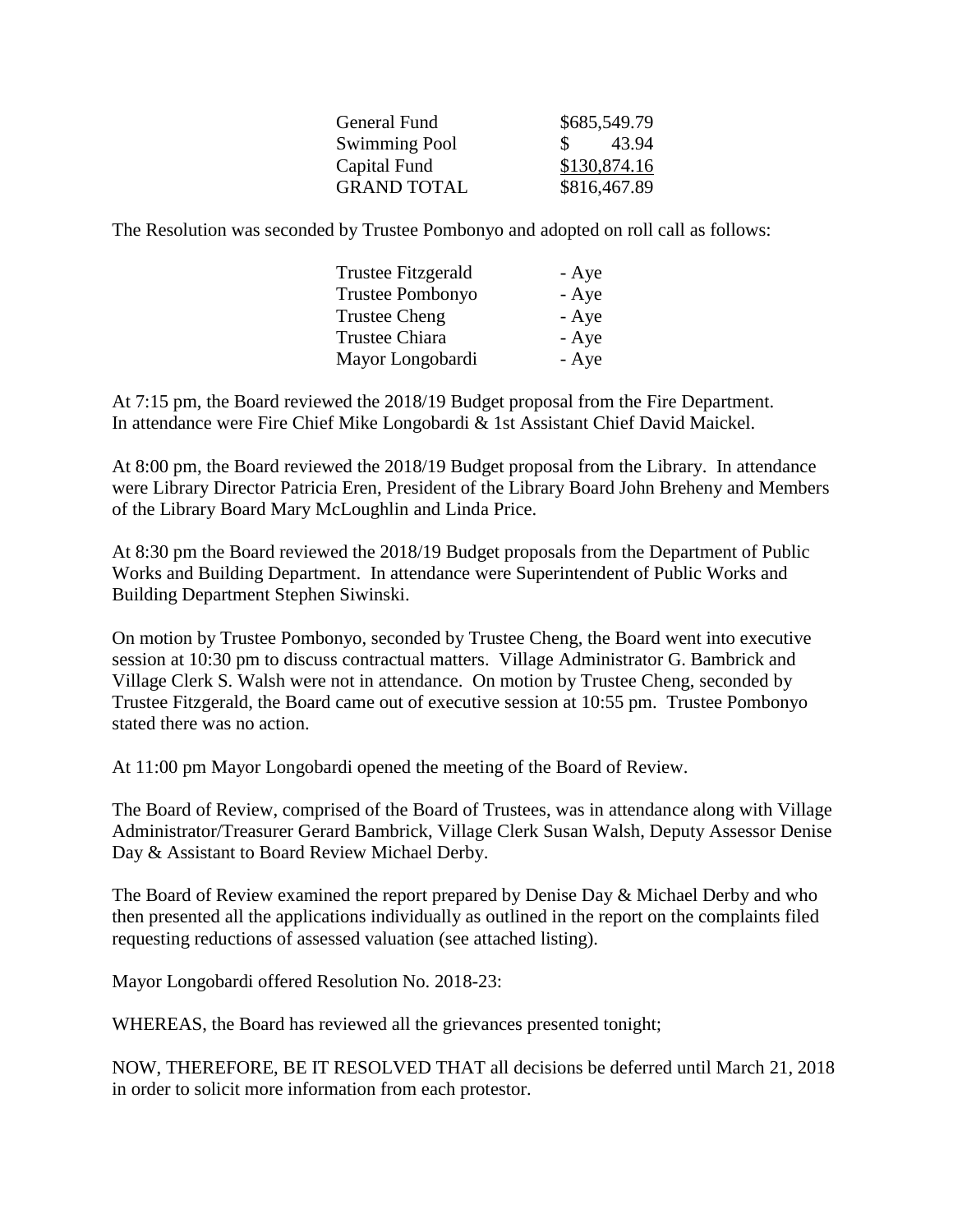| | |
|---|---|
| General Fund | $685,549.79 |
| Swimming Pool | $ 43.94 |
| Capital Fund | $130,874.16 |
| GRAND TOTAL | $816,467.89 |

The Resolution was seconded by Trustee Pombonyo and adopted on roll call as follows:

| | |
|---|---|
| Trustee Fitzgerald | - Aye |
| Trustee Pombonyo | - Aye |
| Trustee Cheng | - Aye |
| Trustee Chiara | - Aye |
| Mayor Longobardi | - Aye |

At 7:15 pm, the Board reviewed the 2018/19 Budget proposal from the Fire Department. In attendance were Fire Chief Mike Longobardi & 1st Assistant Chief David Maickel.

At 8:00 pm, the Board reviewed the 2018/19 Budget proposal from the Library. In attendance were Library Director Patricia Eren, President of the Library Board John Breheny and Members of the Library Board Mary McLoughlin and Linda Price.

At 8:30 pm the Board reviewed the 2018/19 Budget proposals from the Department of Public Works and Building Department. In attendance were Superintendent of Public Works and Building Department Stephen Siwinski.

On motion by Trustee Pombonyo, seconded by Trustee Cheng, the Board went into executive session at 10:30 pm to discuss contractual matters. Village Administrator G. Bambrick and Village Clerk S. Walsh were not in attendance. On motion by Trustee Cheng, seconded by Trustee Fitzgerald, the Board came out of executive session at 10:55 pm. Trustee Pombonyo stated there was no action.

At 11:00 pm Mayor Longobardi opened the meeting of the Board of Review.

The Board of Review, comprised of the Board of Trustees, was in attendance along with Village Administrator/Treasurer Gerard Bambrick, Village Clerk Susan Walsh, Deputy Assessor Denise Day & Assistant to Board Review Michael Derby.

The Board of Review examined the report prepared by Denise Day & Michael Derby and who then presented all the applications individually as outlined in the report on the complaints filed requesting reductions of assessed valuation (see attached listing).

Mayor Longobardi offered Resolution No. 2018-23:

WHEREAS, the Board has reviewed all the grievances presented tonight;

NOW, THEREFORE, BE IT RESOLVED THAT all decisions be deferred until March 21, 2018 in order to solicit more information from each protestor.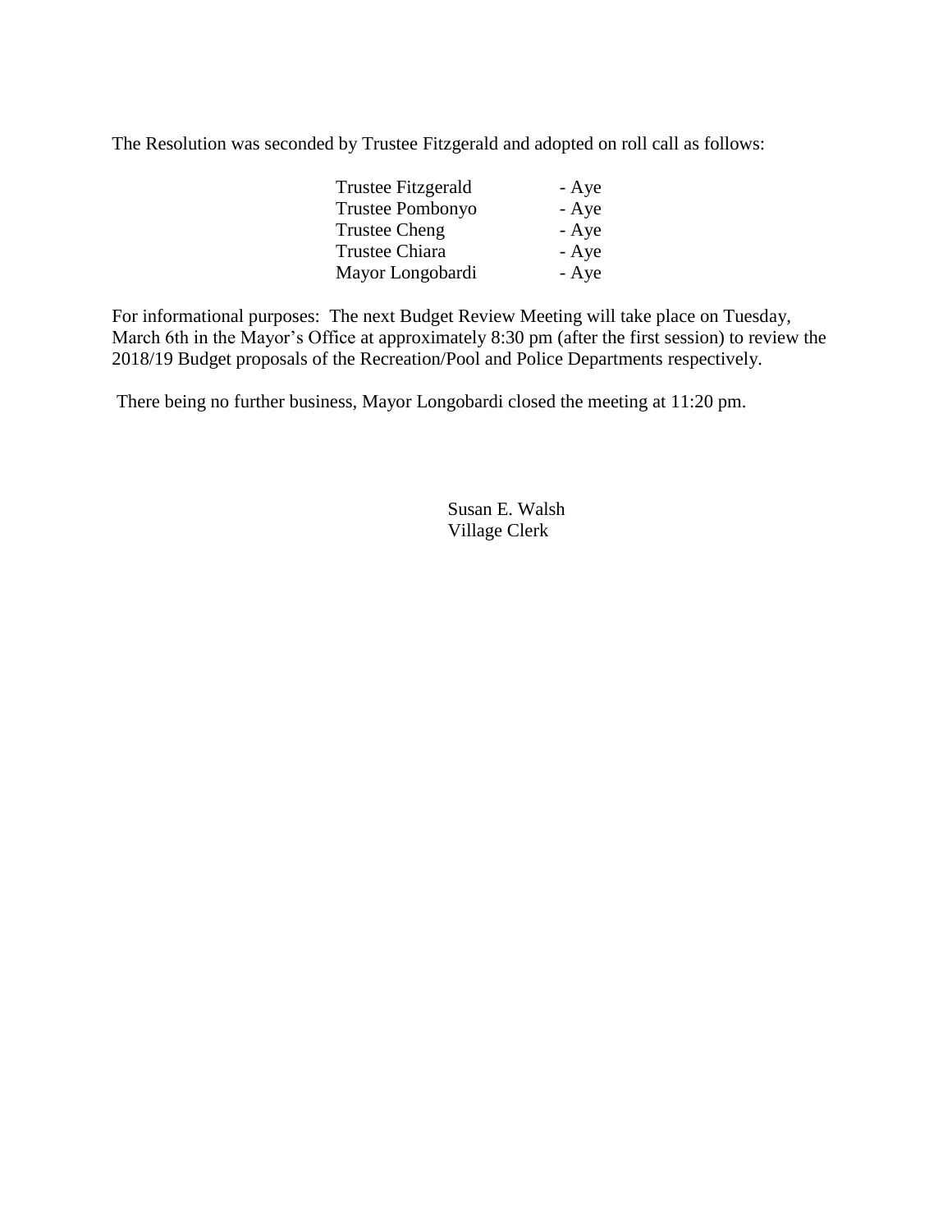The Resolution was seconded by Trustee Fitzgerald and adopted on roll call as follows:

| | |
|---|---|
| Trustee Fitzgerald | - Aye |
| Trustee Pombonyo | - Aye |
| Trustee Cheng | - Aye |
| Trustee Chiara | - Aye |
| Mayor Longobardi | - Aye |

For informational purposes: The next Budget Review Meeting will take place on Tuesday, March 6th in the Mayor's Office at approximately 8:30 pm (after the first session) to review the 2018/19 Budget proposals of the Recreation/Pool and Police Departments respectively.

There being no further business, Mayor Longobardi closed the meeting at 11:20 pm.

Susan E. Walsh
Village Clerk